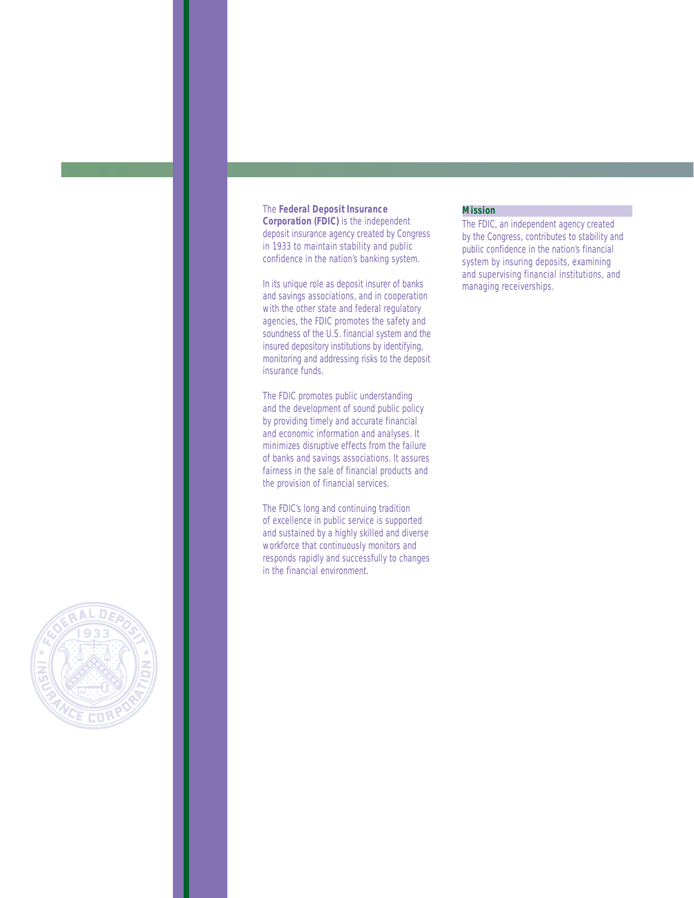The **Federal Deposit Insurance Corporation (FDIC)** is the independent deposit insurance agency created by Congress in 1933 to maintain stability and public confidence in the nation's banking system.

In its unique role as deposit insurer of banks and savings associations, and in cooperation with the other state and federal regulatory agencies, the FDIC promotes the safety and soundness of the U.S. financial system and the insured depository institutions by identifying, monitoring and addressing risks to the deposit insurance funds.

The FDIC promotes public understanding and the development of sound public policy by providing timely and accurate financial and economic information and analyses. It minimizes disruptive effects from the failure of banks and savings associations. It assures fairness in the sale of financial products and the provision of financial services.

The FDIC's long and continuing tradition of excellence in public service is supported and sustained by a highly skilled and diverse workforce that continuously monitors and responds rapidly and successfully to changes in the financial environment.

## Mission

The FDIC, an independent agency created by the Congress, contributes to stability and public confidence in the nation's financial system by insuring deposits, examining and supervising financial institutions, and managing receiverships.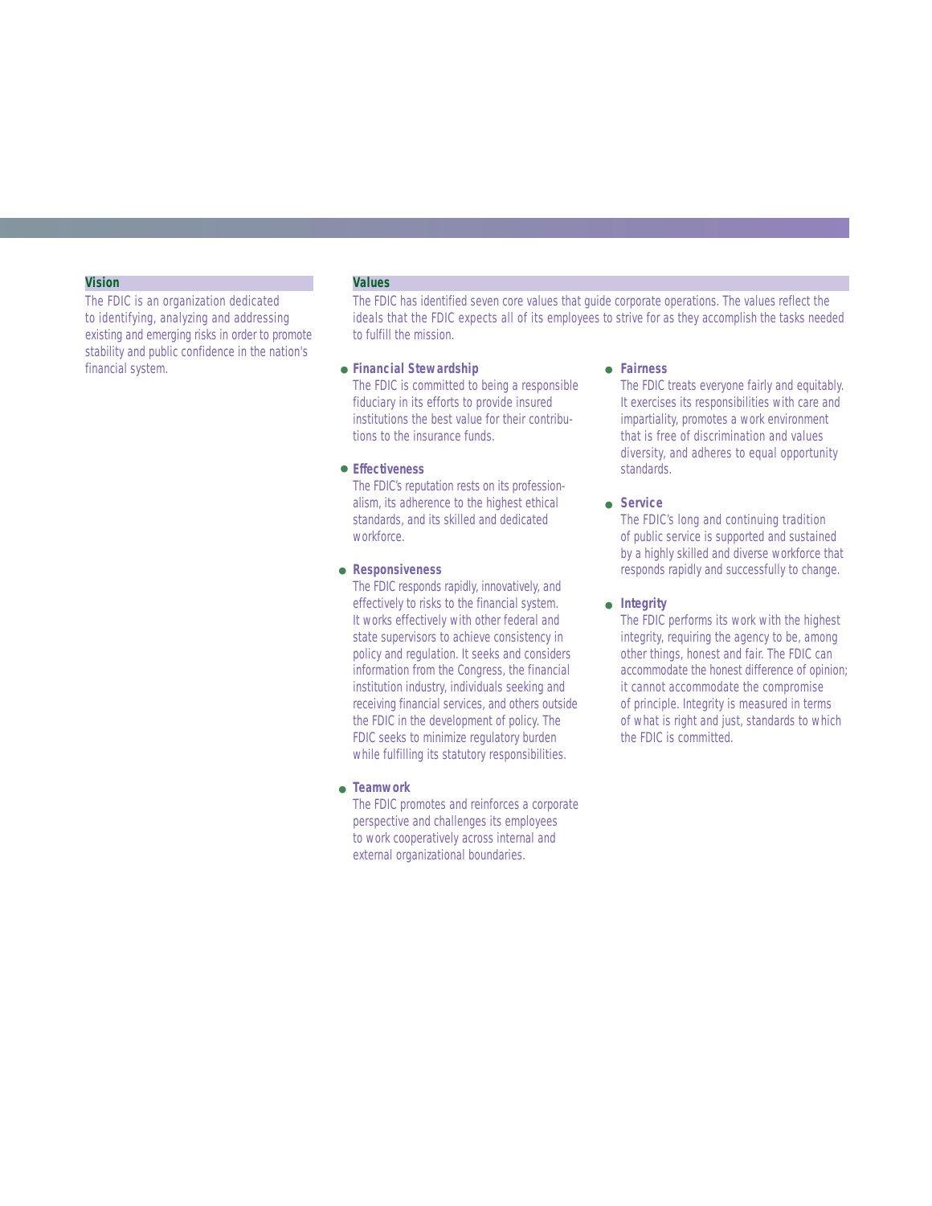## Vision

The FDIC is an organization dedicated to identifying, analyzing and addressing existing and emerging risks in order to promote stability and public confidence in the nation's financial system.

## Values

The FDIC has identified seven core values that guide corporate operations. The values reflect the ideals that the FDIC expects all of its employees to strive for as they accomplish the tasks needed to fulfill the mission.

- **Financial Stewardship**
  The FDIC is committed to being a responsible fiduciary in its efforts to provide insured institutions the best value for their contributions to the insurance funds.

- **Effectiveness**
  The FDIC's reputation rests on its professionalism, its adherence to the highest ethical standards, and its skilled and dedicated workforce.

- **Responsiveness**
  The FDIC responds rapidly, innovatively, and effectively to risks to the financial system. It works effectively with other federal and state supervisors to achieve consistency in policy and regulation. It seeks and considers information from the Congress, the financial institution industry, individuals seeking and receiving financial services, and others outside the FDIC in the development of policy. The FDIC seeks to minimize regulatory burden while fulfilling its statutory responsibilities.

- **Teamwork**
  The FDIC promotes and reinforces a corporate perspective and challenges its employees to work cooperatively across internal and external organizational boundaries.

- **Fairness**
  The FDIC treats everyone fairly and equitably. It exercises its responsibilities with care and impartiality, promotes a work environment that is free of discrimination and values diversity, and adheres to equal opportunity standards.

- **Service**
  The FDIC's long and continuing tradition of public service is supported and sustained by a highly skilled and diverse workforce that responds rapidly and successfully to change.

- **Integrity**
  The FDIC performs its work with the highest integrity, requiring the agency to be, among other things, honest and fair. The FDIC can accommodate the honest difference of opinion; it cannot accommodate the compromise of principle. Integrity is measured in terms of what is right and just, standards to which the FDIC is committed.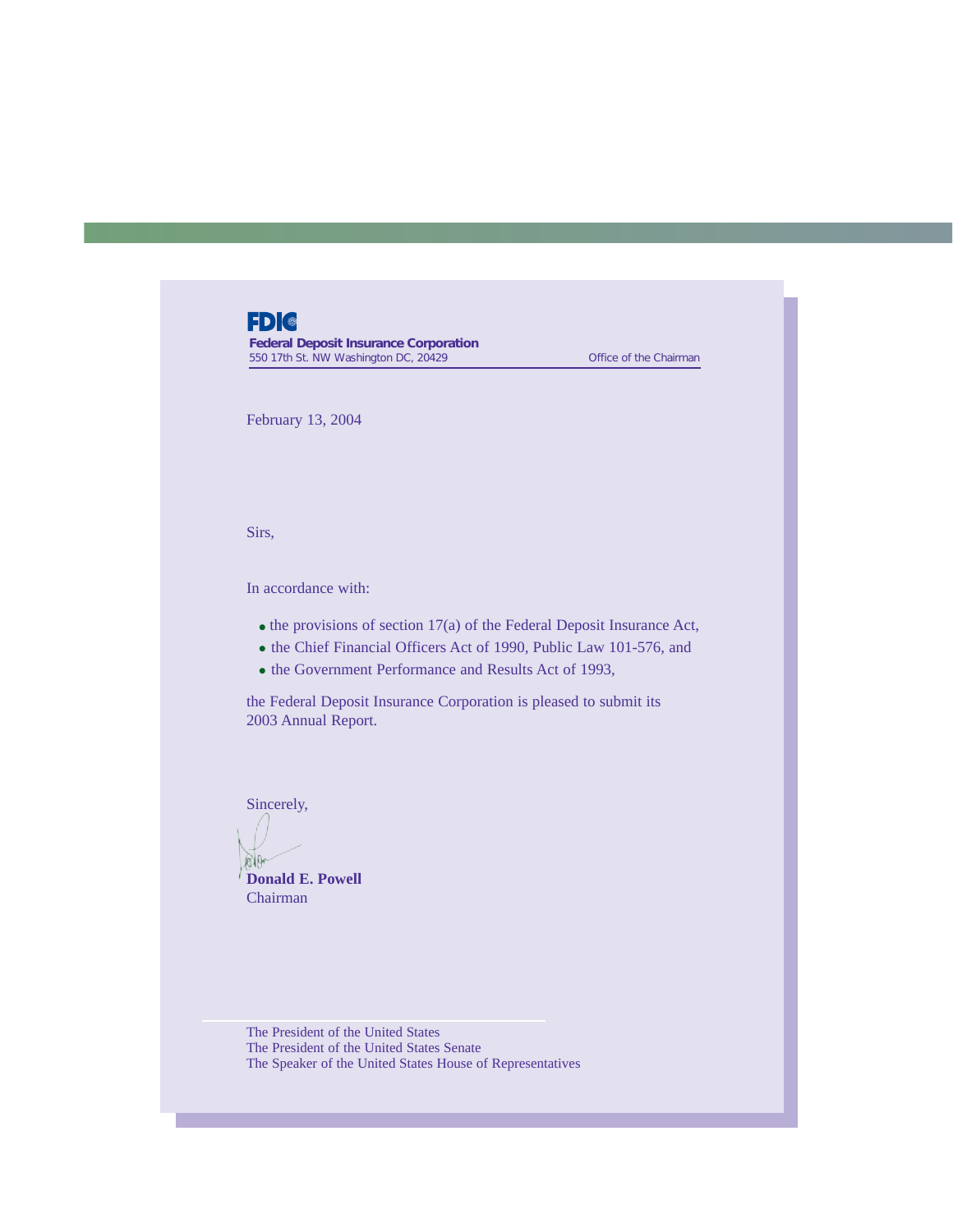**FDIC**

**Federal Deposit Insurance Corporation**
550 17th St. NW Washington DC, 20429 Office of the Chairman

February 13, 2004

Sirs,

In accordance with:

- the provisions of section 17(a) of the Federal Deposit Insurance Act,
- the Chief Financial Officers Act of 1990, Public Law 101-576, and
- the Government Performance and Results Act of 1993,

the Federal Deposit Insurance Corporation is pleased to submit its 2003 Annual Report.

Sincerely,

**Donald E. Powell**
Chairman

The President of the United States
The President of the United States Senate
The Speaker of the United States House of Representatives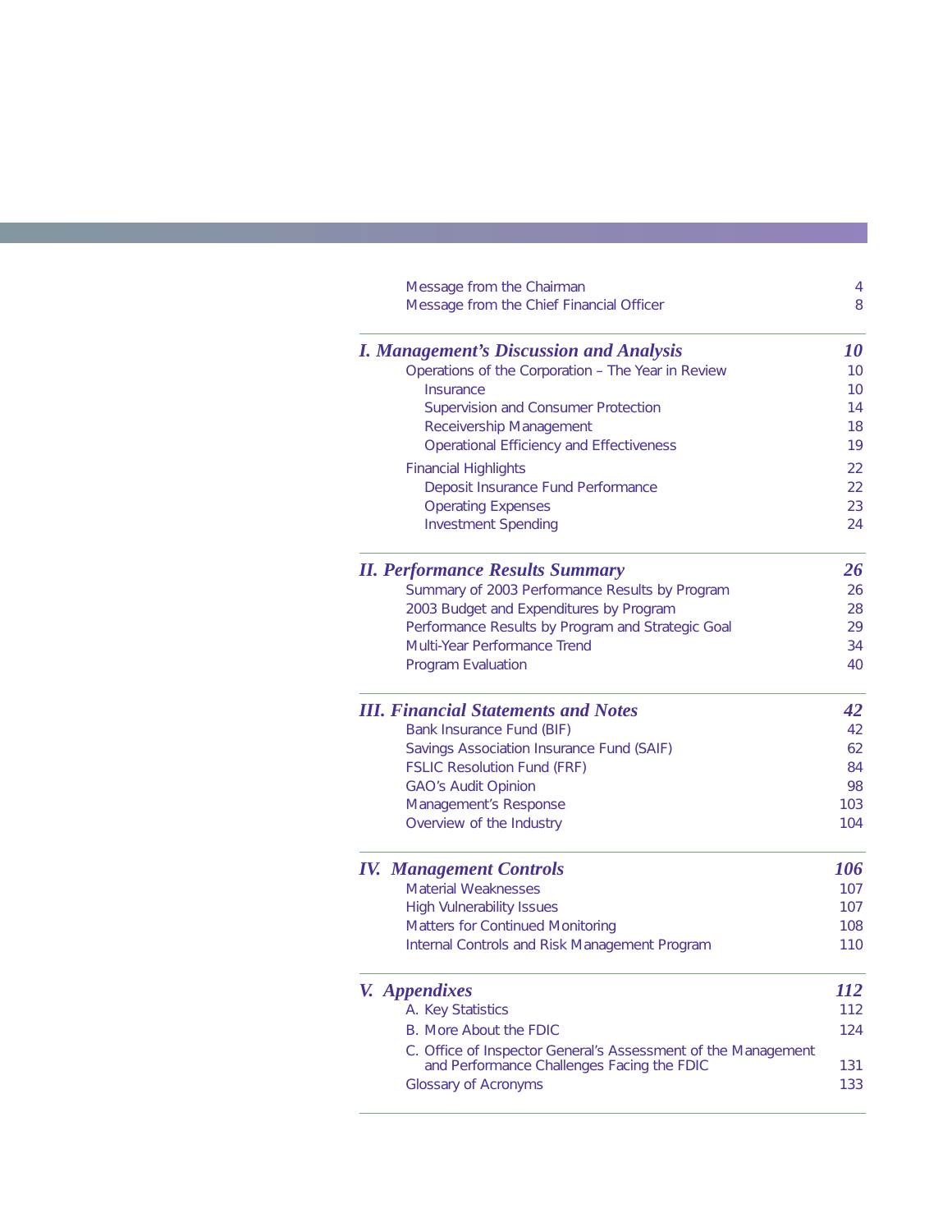| | |
|---|---|
| Message from the Chairman | 4 |
| Message from the Chief Financial Officer | 8 |
| ***I. Management's Discussion and Analysis*** | ***10*** |
| Operations of the Corporation – The Year in Review | 10 |
| Insurance | 10 |
| Supervision and Consumer Protection | 14 |
| Receivership Management | 18 |
| Operational Efficiency and Effectiveness | 19 |
| Financial Highlights | 22 |
| Deposit Insurance Fund Performance | 22 |
| Operating Expenses | 23 |
| Investment Spending | 24 |
| ***II. Performance Results Summary*** | ***26*** |
| Summary of 2003 Performance Results by Program | 26 |
| 2003 Budget and Expenditures by Program | 28 |
| Performance Results by Program and Strategic Goal | 29 |
| Multi-Year Performance Trend | 34 |
| Program Evaluation | 40 |
| ***III. Financial Statements and Notes*** | ***42*** |
| Bank Insurance Fund (BIF) | 42 |
| Savings Association Insurance Fund (SAIF) | 62 |
| FSLIC Resolution Fund (FRF) | 84 |
| GAO's Audit Opinion | 98 |
| Management's Response | 103 |
| Overview of the Industry | 104 |
| ***IV. Management Controls*** | ***106*** |
| Material Weaknesses | 107 |
| High Vulnerability Issues | 107 |
| Matters for Continued Monitoring | 108 |
| Internal Controls and Risk Management Program | 110 |
| ***V. Appendixes*** | ***112*** |
| A. Key Statistics | 112 |
| B. More About the FDIC | 124 |
| C. Office of Inspector General's Assessment of the Management and Performance Challenges Facing the FDIC | 131 |
| Glossary of Acronyms | 133 |